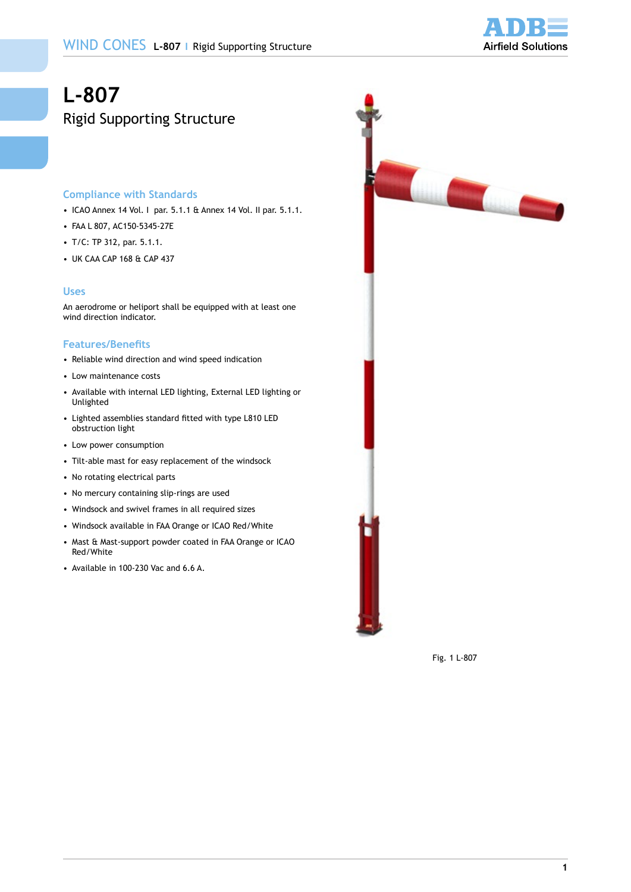# L-807

## Rigid Supporting Structure

### Compliance with Standards

- ICAO Annex 14 Vol. I par. 5.1.1 & Annex 14 Vol. II par. 5.1.1.
- FAA L 807, AC150-5345-27E
- T/C: TP 312, par. 5.1.1.
- UK CAA CAP 168 & CAP 437

### Uses

An aerodrome or heliport shall be equipped with at least one wind direction indicator.

### Features/Benefits

- Reliable wind direction and wind speed indication
- Low maintenance costs
- Available with internal LED lighting, External LED lighting or Unlighted
- Lighted assemblies standard fitted with type L810 LED obstruction light
- Low power consumption
- Tilt-able mast for easy replacement of the windsock
- No rotating electrical parts
- No mercury containing slip-rings are used
- Windsock and swivel frames in all required sizes
- Windsock available in FAA Orange or ICAO Red/White
- Mast & Mast-support powder coated in FAA Orange or ICAO Red/White
- Available in 100-230 Vac and 6.6 A.

Fig. 1 L-807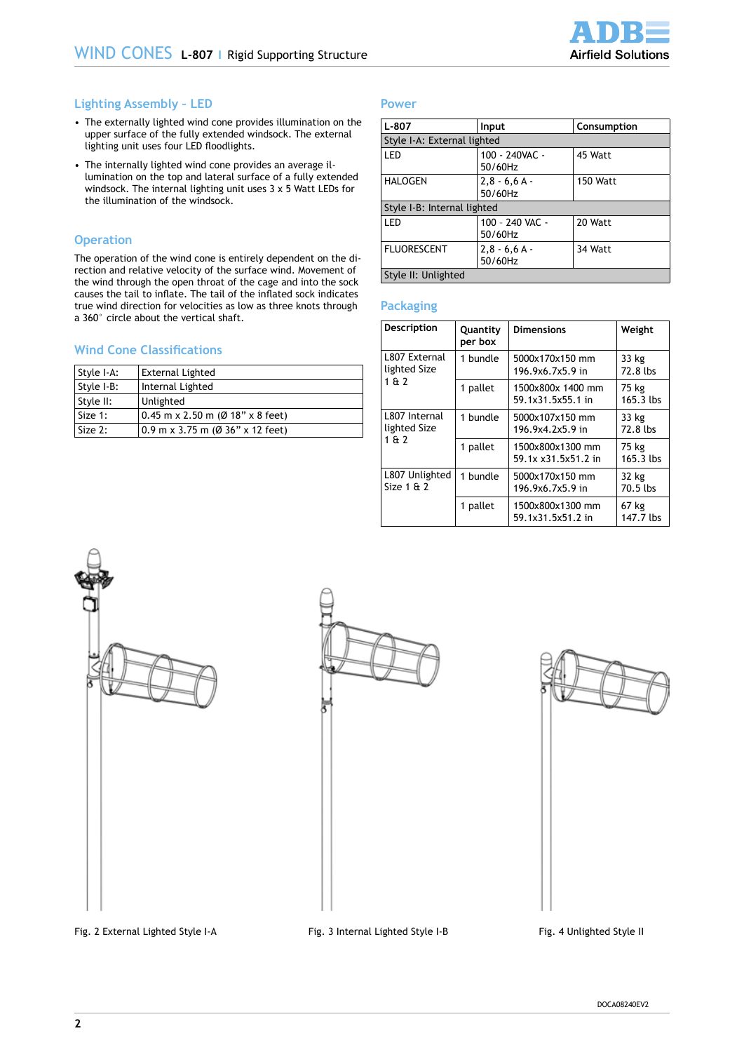## Lighting Assembly - LED

- The externally lighted wind cone provides illumination on the upper surface of the fully extended windsock. The external lighting unit uses four LED floodlights.
- The internally lighted wind cone provides an average illumination on the top and lateral surface of a fully extended windsock. The internal lighting unit uses 3 x 5 Watt LEDs for the illumination of the windsock.

## Operation

The operation of the wind cone is entirely dependent on the direction and relative velocity of the surface wind. Movement of the wind through the open throat of the cage and into the sock causes the tail to inflate. The tail of the inflated sock indicates true wind direction for velocities as low as three knots through a 360° circle about the vertical shaft.

## Wind Cone Classifications

| | |
|---|---|
| Style I-A: | External Lighted |
| Style I-B: | Internal Lighted |
| Style II: | Unlighted |
| Size 1: | 0.45 m x 2.50 m (Ø 18" x 8 feet) |
| Size 2: | 0.9 m x 3.75 m (Ø 36" x 12 feet) |

## Power

| L-807 | Input | Consumption |
|---|---|---|
| Style I-A: External lighted | | |
| LED | 100 - 240VAC - 50/60Hz | 45 Watt |
| HALOGEN | 2,8 - 6,6 A - 50/60Hz | 150 Watt |
| Style I-B: Internal lighted | | |
| LED | 100 - 240 VAC - 50/60Hz | 20 Watt |
| FLUORESCENT | 2,8 - 6,6 A - 50/60Hz | 34 Watt |
| Style II: Unlighted | | |

## Packaging

| Description | Quantity per box | Dimensions | Weight |
|---|---|---|---|
| L807 External lighted Size 1 & 2 | 1 bundle | 5000x170x150 mm 196.9x6.7x5.9 in | 33 kg 72.8 lbs |
| | 1 pallet | 1500x800x 1400 mm 59.1x31.5x55.1 in | 75 kg 165.3 lbs |
| L807 Internal lighted Size 1 & 2 | 1 bundle | 5000x107x150 mm 196.9x4.2x5.9 in | 33 kg 72.8 lbs |
| | 1 pallet | 1500x800x1300 mm 59.1x x31.5x51.2 in | 75 kg 165.3 lbs |
| L807 Unlighted Size 1 & 2 | 1 bundle | 5000x170x150 mm 196.9x6.7x5.9 in | 32 kg 70.5 lbs |
| | 1 pallet | 1500x800x1300 mm 59.1x31.5x51.2 in | 67 kg 147.7 lbs |

Fig. 2 External Lighted Style I-A

Fig. 3 Internal Lighted Style I-B

Fig. 4 Unlighted Style II

DOCA08240EV2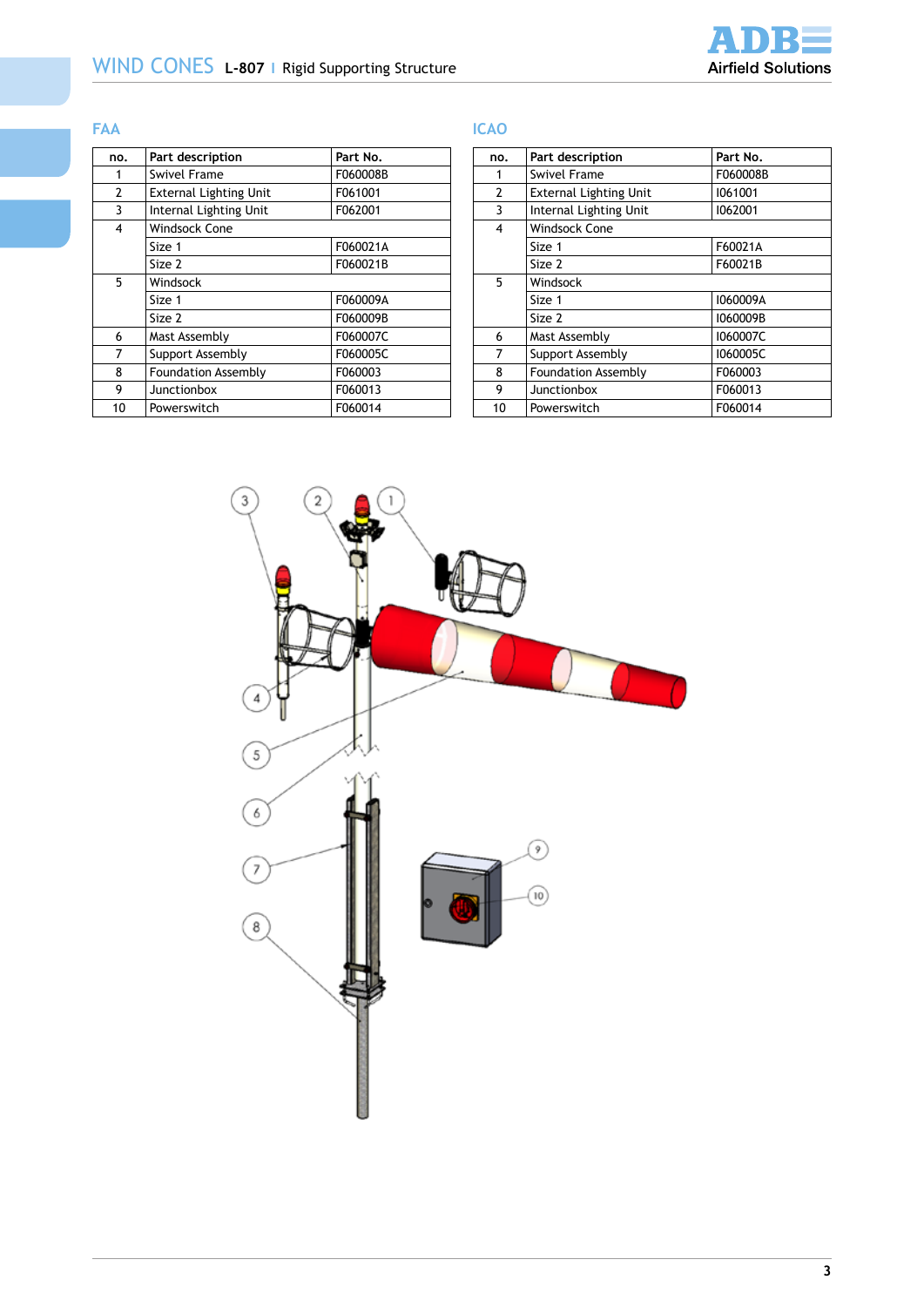## FAA

| no. | Part description | Part No. |
|---|---|---|
| 1 | Swivel Frame | F060008B |
| 2 | External Lighting Unit | F061001 |
| 3 | Internal Lighting Unit | F062001 |
| 4 | Windsock Cone | |
| | Size 1 | F060021A |
| | Size 2 | F060021B |
| 5 | Windsock | |
| | Size 1 | F060009A |
| | Size 2 | F060009B |
| 6 | Mast Assembly | F060007C |
| 7 | Support Assembly | F060005C |
| 8 | Foundation Assembly | F060003 |
| 9 | Junctionbox | F060013 |
| 10 | Powerswitch | F060014 |

## ICAO

| no. | Part description | Part No. |
|---|---|---|
| 1 | Swivel Frame | F060008B |
| 2 | External Lighting Unit | I061001 |
| 3 | Internal Lighting Unit | I062001 |
| 4 | Windsock Cone | |
| | Size 1 | F60021A |
| | Size 2 | F60021B |
| 5 | Windsock | |
| | Size 1 | I060009A |
| | Size 2 | I060009B |
| 6 | Mast Assembly | I060007C |
| 7 | Support Assembly | I060005C |
| 8 | Foundation Assembly | F060003 |
| 9 | Junctionbox | F060013 |
| 10 | Powerswitch | F060014 |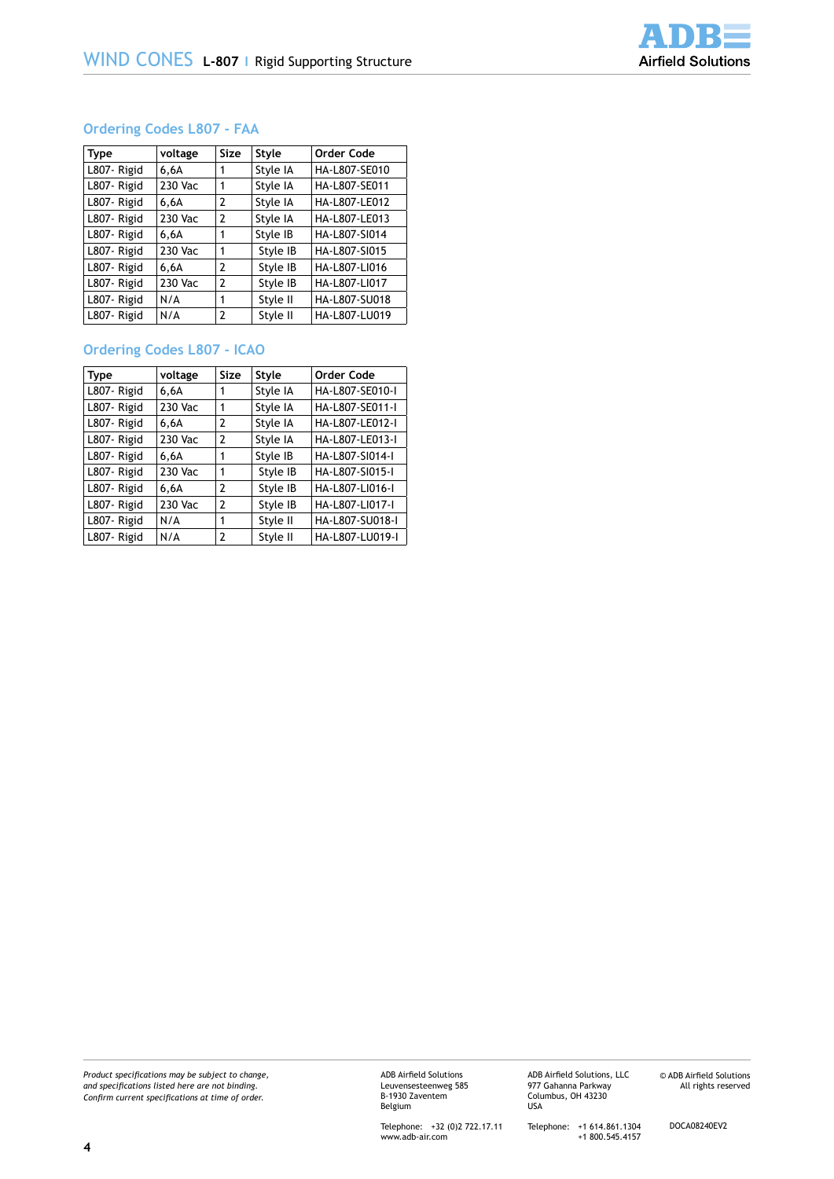## Ordering Codes L807 - FAA

| Type | voltage | Size | Style | Order Code |
|---|---|---|---|---|
| L807- Rigid | 6,6A | 1 | Style IA | HA-L807-SE010 |
| L807- Rigid | 230 Vac | 1 | Style IA | HA-L807-SE011 |
| L807- Rigid | 6,6A | 2 | Style IA | HA-L807-LE012 |
| L807- Rigid | 230 Vac | 2 | Style IA | HA-L807-LE013 |
| L807- Rigid | 6,6A | 1 | Style IB | HA-L807-SI014 |
| L807- Rigid | 230 Vac | 1 | Style IB | HA-L807-SI015 |
| L807- Rigid | 6,6A | 2 | Style IB | HA-L807-LI016 |
| L807- Rigid | 230 Vac | 2 | Style IB | HA-L807-LI017 |
| L807- Rigid | N/A | 1 | Style II | HA-L807-SU018 |
| L807- Rigid | N/A | 2 | Style II | HA-L807-LU019 |

## Ordering Codes L807 - ICAO

| Type | voltage | Size | Style | Order Code |
|---|---|---|---|---|
| L807- Rigid | 6,6A | 1 | Style IA | HA-L807-SE010-I |
| L807- Rigid | 230 Vac | 1 | Style IA | HA-L807-SE011-I |
| L807- Rigid | 6,6A | 2 | Style IA | HA-L807-LE012-I |
| L807- Rigid | 230 Vac | 2 | Style IA | HA-L807-LE013-I |
| L807- Rigid | 6,6A | 1 | Style IB | HA-L807-SI014-I |
| L807- Rigid | 230 Vac | 1 | Style IB | HA-L807-SI015-I |
| L807- Rigid | 6,6A | 2 | Style IB | HA-L807-LI016-I |
| L807- Rigid | 230 Vac | 2 | Style IB | HA-L807-LI017-I |
| L807- Rigid | N/A | 1 | Style II | HA-L807-SU018-I |
| L807- Rigid | N/A | 2 | Style II | HA-L807-LU019-I |

*Product specifications may be subject to change, and specifications listed here are not binding. Confirm current specifications at time of order.*

ADB Airfield Solutions
Leuvensesteenweg 585
B-1930 Zaventem
Belgium

Telephone: +32 (0)2 722.17.11
www.adb-air.com

ADB Airfield Solutions, LLC
977 Gahanna Parkway
Columbus, OH 43230
USA

Telephone: +1 614.861.1304
+1 800.545.4157

© ADB Airfield Solutions
All rights reserved

DOCA08240EV2